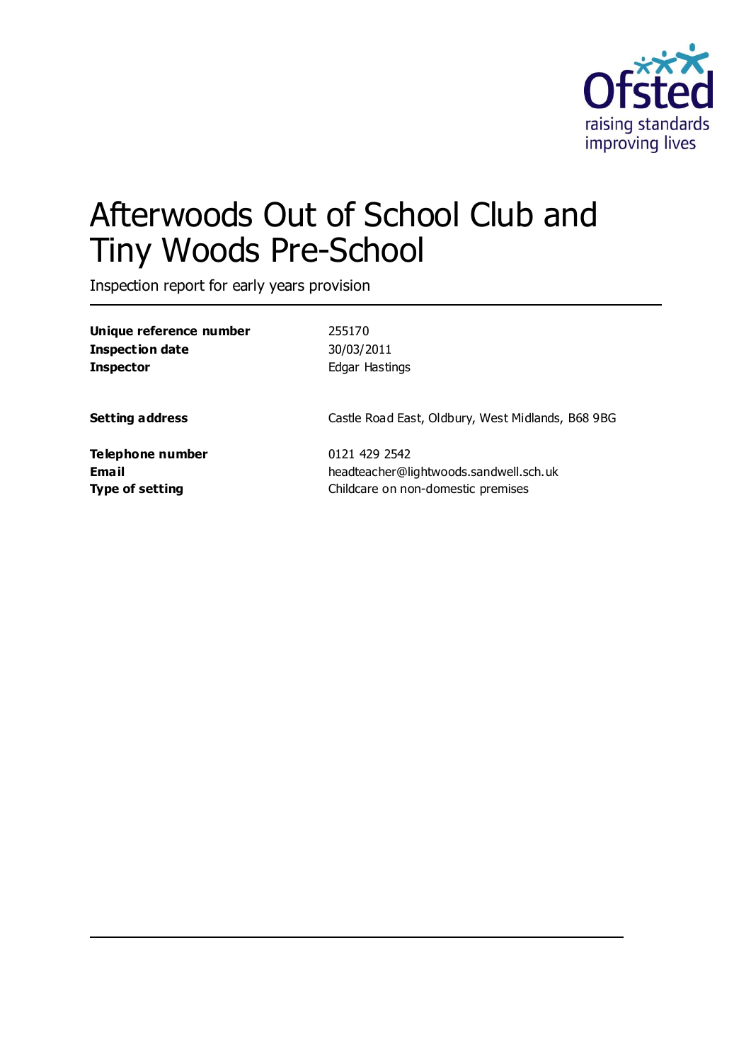# Afterwoods Out of School Club and Tiny Woods Pre-School

Inspection report for early years provision

| | |
|---|---|
| **Unique reference number** | 255170 |
| **Inspection date** | 30/03/2011 |
| **Inspector** | Edgar Hastings |
| | |
| **Setting address** | Castle Road East, Oldbury, West Midlands, B68 9BG |
| | |
| **Telephone number** | 0121 429 2542 |
| **Email** | headteacher@lightwoods.sandwell.sch.uk |
| **Type of setting** | Childcare on non-domestic premises |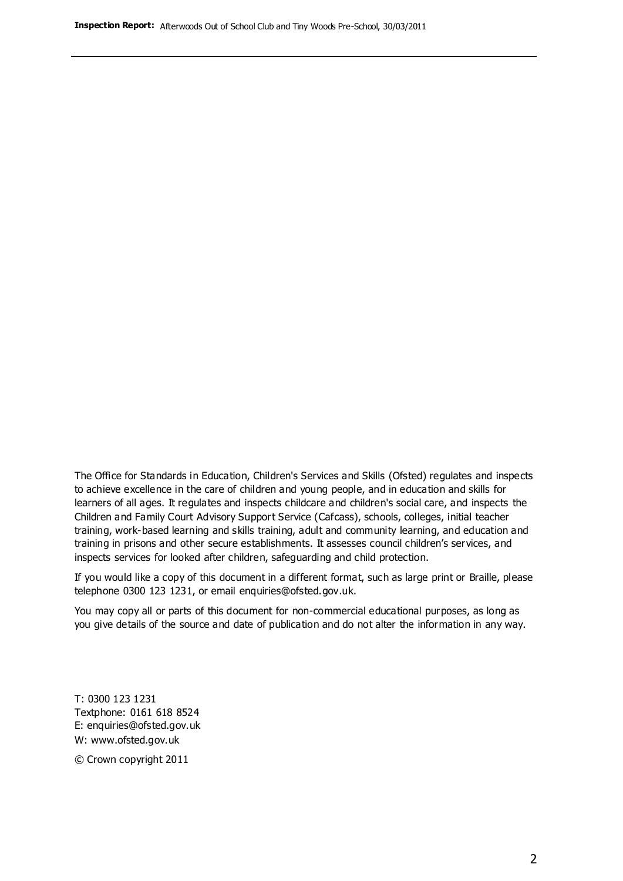The Office for Standards in Education, Children's Services and Skills (Ofsted) regulates and inspects to achieve excellence in the care of children and young people, and in education and skills for learners of all ages. It regulates and inspects childcare and children's social care, and inspects the Children and Family Court Advisory Support Service (Cafcass), schools, colleges, initial teacher training, work-based learning and skills training, adult and community learning, and education and training in prisons and other secure establishments. It assesses council children's services, and inspects services for looked after children, safeguarding and child protection.

If you would like a copy of this document in a different format, such as large print or Braille, please telephone 0300 123 1231, or email enquiries@ofsted.gov.uk.

You may copy all or parts of this document for non-commercial educational purposes, as long as you give details of the source and date of publication and do not alter the information in any way.

T: 0300 123 1231
Textphone: 0161 618 8524
E: enquiries@ofsted.gov.uk
W: www.ofsted.gov.uk

© Crown copyright 2011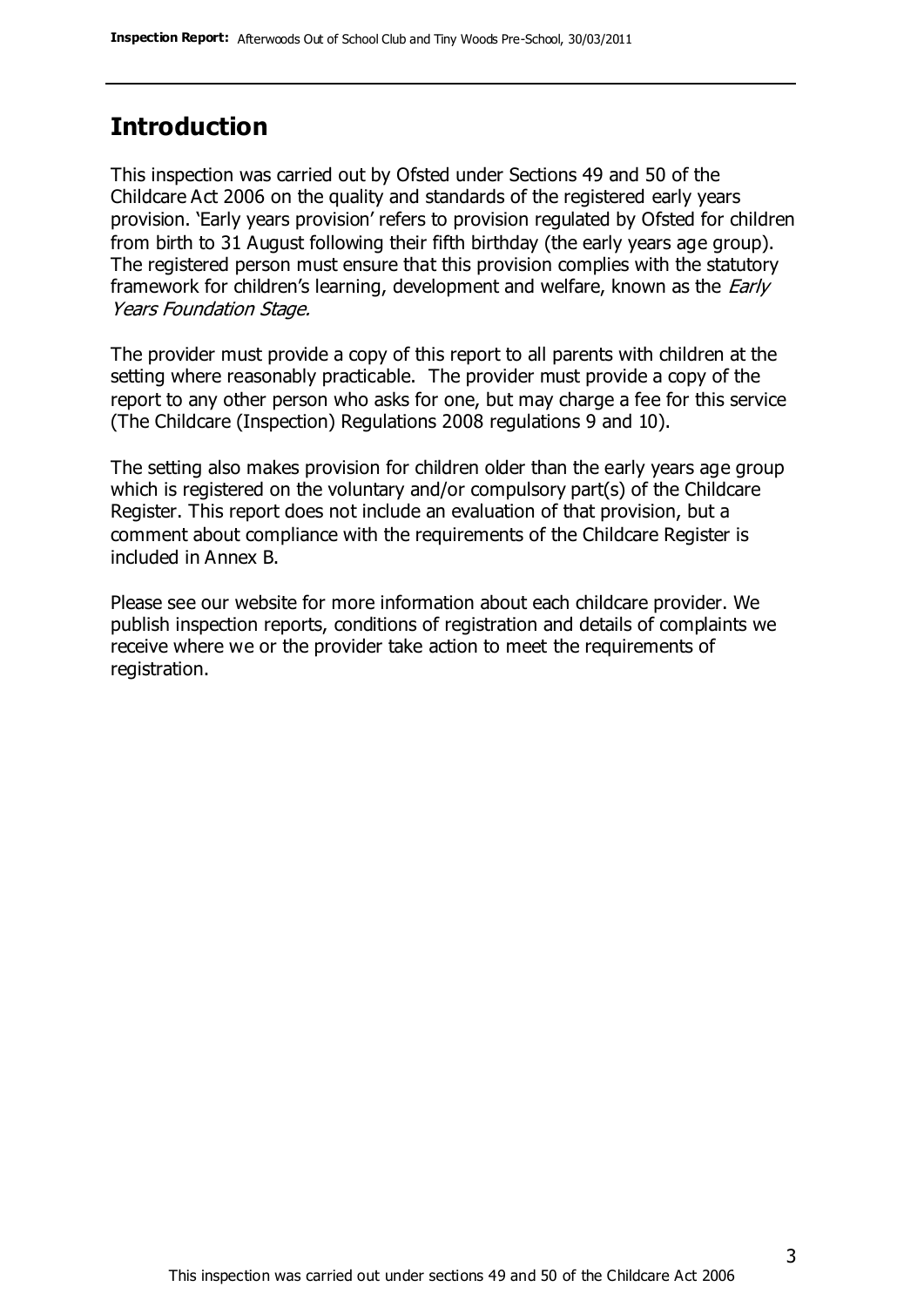## Introduction

This inspection was carried out by Ofsted under Sections 49 and 50 of the Childcare Act 2006 on the quality and standards of the registered early years provision. 'Early years provision' refers to provision regulated by Ofsted for children from birth to 31 August following their fifth birthday (the early years age group). The registered person must ensure that this provision complies with the statutory framework for children's learning, development and welfare, known as the *Early Years Foundation Stage.*

The provider must provide a copy of this report to all parents with children at the setting where reasonably practicable. The provider must provide a copy of the report to any other person who asks for one, but may charge a fee for this service (The Childcare (Inspection) Regulations 2008 regulations 9 and 10).

The setting also makes provision for children older than the early years age group which is registered on the voluntary and/or compulsory part(s) of the Childcare Register. This report does not include an evaluation of that provision, but a comment about compliance with the requirements of the Childcare Register is included in Annex B.

Please see our website for more information about each childcare provider. We publish inspection reports, conditions of registration and details of complaints we receive where we or the provider take action to meet the requirements of registration.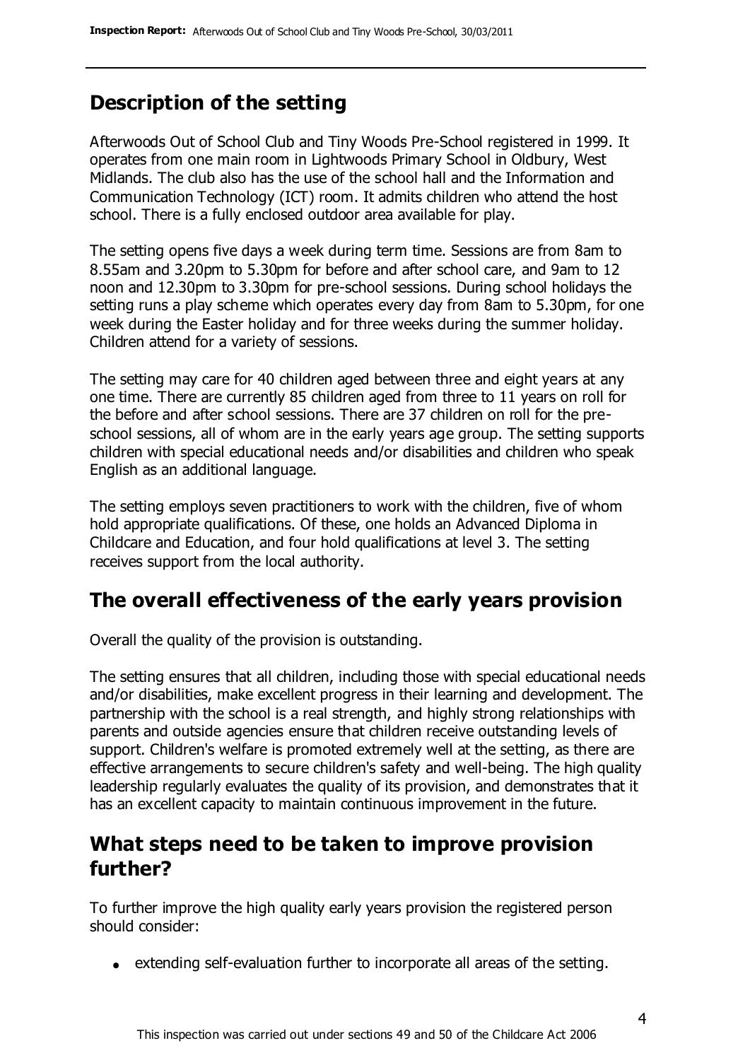## Description of the setting

Afterwoods Out of School Club and Tiny Woods Pre-School registered in 1999. It operates from one main room in Lightwoods Primary School in Oldbury, West Midlands. The club also has the use of the school hall and the Information and Communication Technology (ICT) room. It admits children who attend the host school. There is a fully enclosed outdoor area available for play.

The setting opens five days a week during term time. Sessions are from 8am to 8.55am and 3.20pm to 5.30pm for before and after school care, and 9am to 12 noon and 12.30pm to 3.30pm for pre-school sessions. During school holidays the setting runs a play scheme which operates every day from 8am to 5.30pm, for one week during the Easter holiday and for three weeks during the summer holiday. Children attend for a variety of sessions.

The setting may care for 40 children aged between three and eight years at any one time. There are currently 85 children aged from three to 11 years on roll for the before and after school sessions. There are 37 children on roll for the pre-school sessions, all of whom are in the early years age group. The setting supports children with special educational needs and/or disabilities and children who speak English as an additional language.

The setting employs seven practitioners to work with the children, five of whom hold appropriate qualifications. Of these, one holds an Advanced Diploma in Childcare and Education, and four hold qualifications at level 3. The setting receives support from the local authority.

## The overall effectiveness of the early years provision

Overall the quality of the provision is outstanding.

The setting ensures that all children, including those with special educational needs and/or disabilities, make excellent progress in their learning and development. The partnership with the school is a real strength, and highly strong relationships with parents and outside agencies ensure that children receive outstanding levels of support. Children's welfare is promoted extremely well at the setting, as there are effective arrangements to secure children's safety and well-being. The high quality leadership regularly evaluates the quality of its provision, and demonstrates that it has an excellent capacity to maintain continuous improvement in the future.

## What steps need to be taken to improve provision further?

To further improve the high quality early years provision the registered person should consider:

- extending self-evaluation further to incorporate all areas of the setting.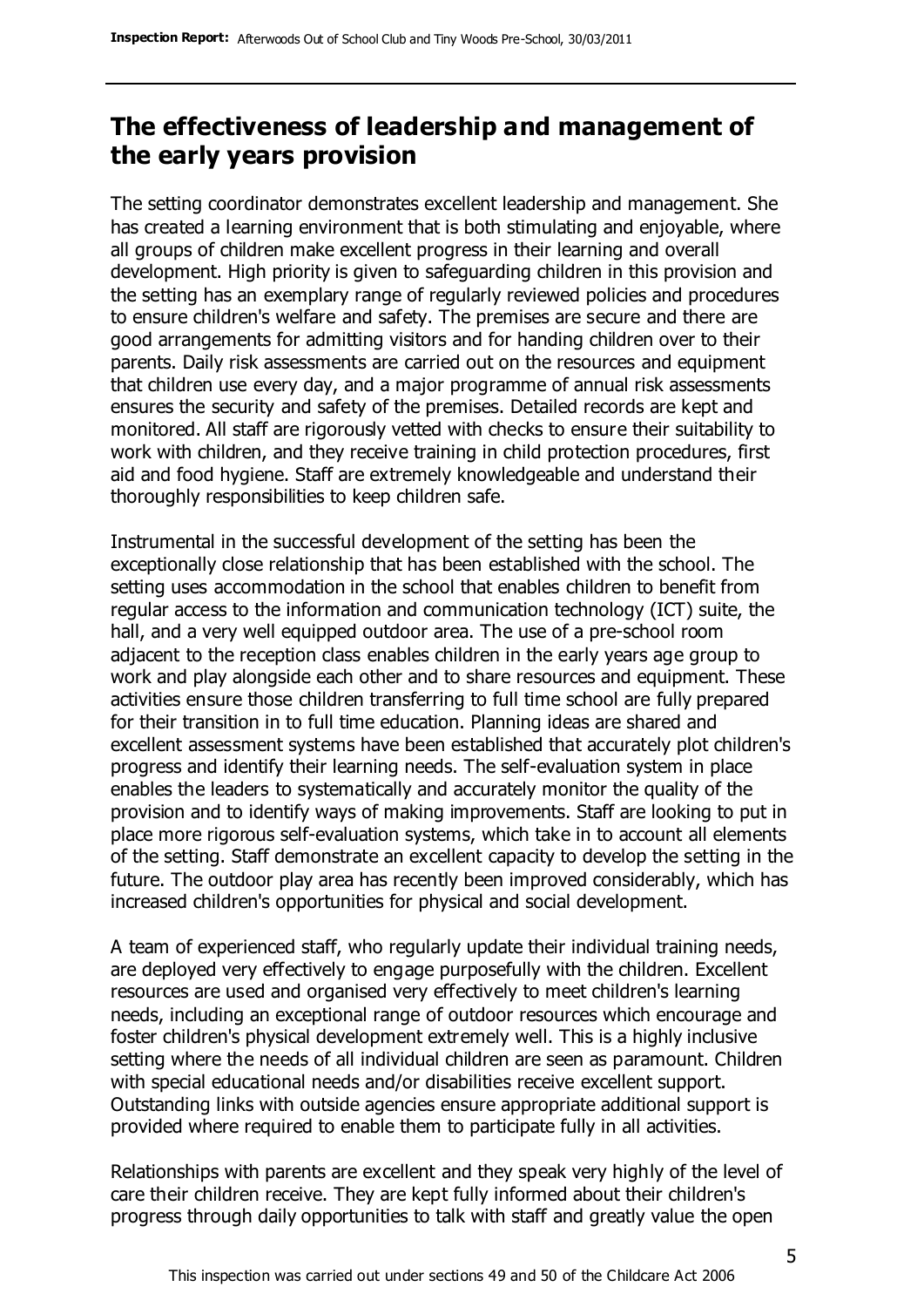## The effectiveness of leadership and management of the early years provision

The setting coordinator demonstrates excellent leadership and management. She has created a learning environment that is both stimulating and enjoyable, where all groups of children make excellent progress in their learning and overall development. High priority is given to safeguarding children in this provision and the setting has an exemplary range of regularly reviewed policies and procedures to ensure children's welfare and safety. The premises are secure and there are good arrangements for admitting visitors and for handing children over to their parents. Daily risk assessments are carried out on the resources and equipment that children use every day, and a major programme of annual risk assessments ensures the security and safety of the premises. Detailed records are kept and monitored. All staff are rigorously vetted with checks to ensure their suitability to work with children, and they receive training in child protection procedures, first aid and food hygiene. Staff are extremely knowledgeable and understand their thoroughly responsibilities to keep children safe.

Instrumental in the successful development of the setting has been the exceptionally close relationship that has been established with the school. The setting uses accommodation in the school that enables children to benefit from regular access to the information and communication technology (ICT) suite, the hall, and a very well equipped outdoor area. The use of a pre-school room adjacent to the reception class enables children in the early years age group to work and play alongside each other and to share resources and equipment. These activities ensure those children transferring to full time school are fully prepared for their transition in to full time education. Planning ideas are shared and excellent assessment systems have been established that accurately plot children's progress and identify their learning needs. The self-evaluation system in place enables the leaders to systematically and accurately monitor the quality of the provision and to identify ways of making improvements. Staff are looking to put in place more rigorous self-evaluation systems, which take in to account all elements of the setting. Staff demonstrate an excellent capacity to develop the setting in the future. The outdoor play area has recently been improved considerably, which has increased children's opportunities for physical and social development.

A team of experienced staff, who regularly update their individual training needs, are deployed very effectively to engage purposefully with the children. Excellent resources are used and organised very effectively to meet children's learning needs, including an exceptional range of outdoor resources which encourage and foster children's physical development extremely well. This is a highly inclusive setting where the needs of all individual children are seen as paramount. Children with special educational needs and/or disabilities receive excellent support. Outstanding links with outside agencies ensure appropriate additional support is provided where required to enable them to participate fully in all activities.

Relationships with parents are excellent and they speak very highly of the level of care their children receive. They are kept fully informed about their children's progress through daily opportunities to talk with staff and greatly value the open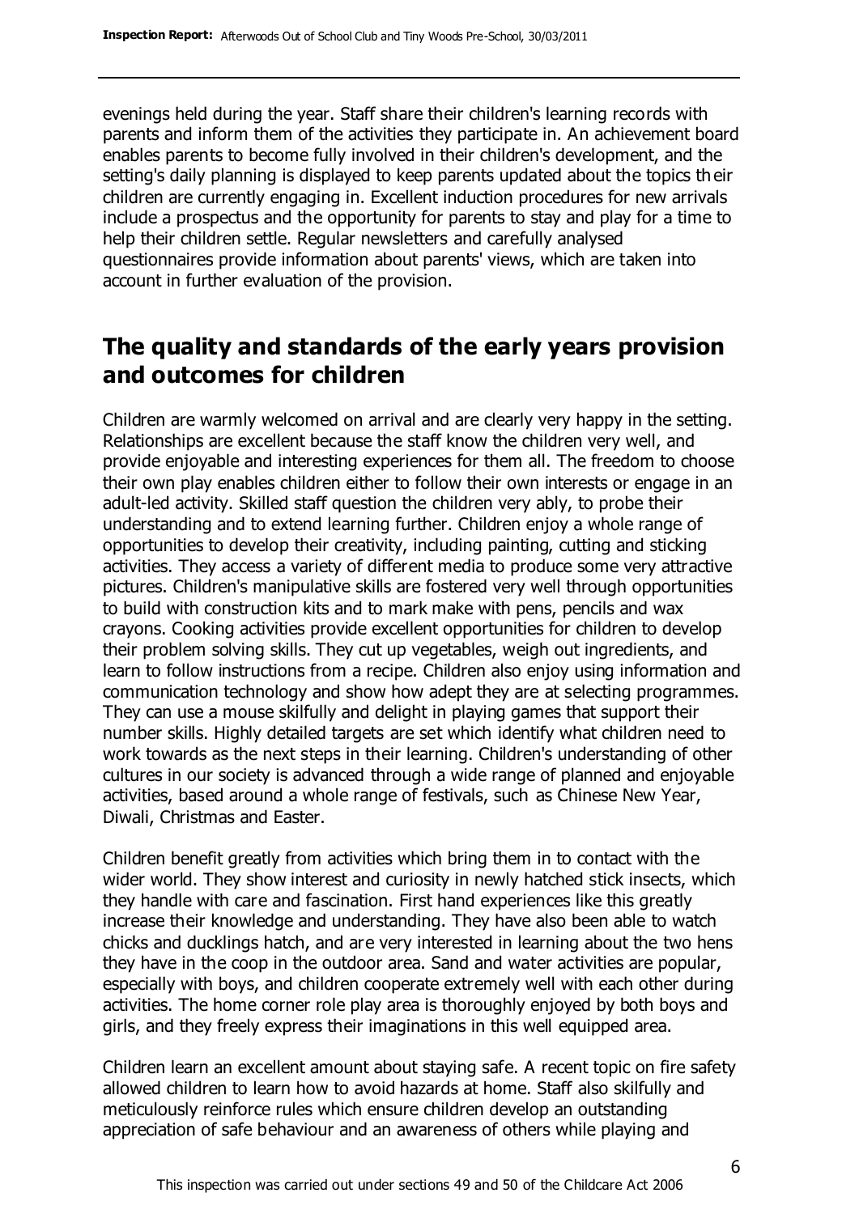evenings held during the year. Staff share their children's learning records with parents and inform them of the activities they participate in. An achievement board enables parents to become fully involved in their children's development, and the setting's daily planning is displayed to keep parents updated about the topics their children are currently engaging in. Excellent induction procedures for new arrivals include a prospectus and the opportunity for parents to stay and play for a time to help their children settle. Regular newsletters and carefully analysed questionnaires provide information about parents' views, which are taken into account in further evaluation of the provision.

## The quality and standards of the early years provision and outcomes for children

Children are warmly welcomed on arrival and are clearly very happy in the setting. Relationships are excellent because the staff know the children very well, and provide enjoyable and interesting experiences for them all. The freedom to choose their own play enables children either to follow their own interests or engage in an adult-led activity. Skilled staff question the children very ably, to probe their understanding and to extend learning further. Children enjoy a whole range of opportunities to develop their creativity, including painting, cutting and sticking activities. They access a variety of different media to produce some very attractive pictures. Children's manipulative skills are fostered very well through opportunities to build with construction kits and to mark make with pens, pencils and wax crayons. Cooking activities provide excellent opportunities for children to develop their problem solving skills. They cut up vegetables, weigh out ingredients, and learn to follow instructions from a recipe. Children also enjoy using information and communication technology and show how adept they are at selecting programmes. They can use a mouse skilfully and delight in playing games that support their number skills. Highly detailed targets are set which identify what children need to work towards as the next steps in their learning. Children's understanding of other cultures in our society is advanced through a wide range of planned and enjoyable activities, based around a whole range of festivals, such as Chinese New Year, Diwali, Christmas and Easter.

Children benefit greatly from activities which bring them in to contact with the wider world. They show interest and curiosity in newly hatched stick insects, which they handle with care and fascination. First hand experiences like this greatly increase their knowledge and understanding. They have also been able to watch chicks and ducklings hatch, and are very interested in learning about the two hens they have in the coop in the outdoor area. Sand and water activities are popular, especially with boys, and children cooperate extremely well with each other during activities. The home corner role play area is thoroughly enjoyed by both boys and girls, and they freely express their imaginations in this well equipped area.

Children learn an excellent amount about staying safe. A recent topic on fire safety allowed children to learn how to avoid hazards at home. Staff also skilfully and meticulously reinforce rules which ensure children develop an outstanding appreciation of safe behaviour and an awareness of others while playing and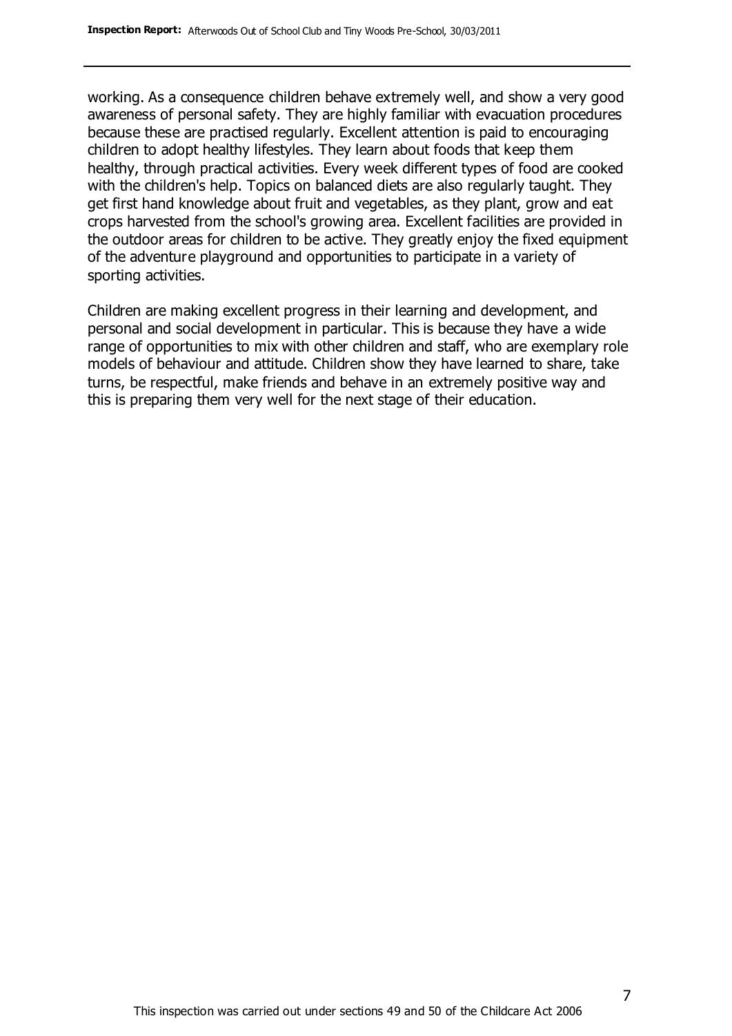working. As a consequence children behave extremely well, and show a very good awareness of personal safety. They are highly familiar with evacuation procedures because these are practised regularly. Excellent attention is paid to encouraging children to adopt healthy lifestyles. They learn about foods that keep them healthy, through practical activities. Every week different types of food are cooked with the children's help. Topics on balanced diets are also regularly taught. They get first hand knowledge about fruit and vegetables, as they plant, grow and eat crops harvested from the school's growing area. Excellent facilities are provided in the outdoor areas for children to be active. They greatly enjoy the fixed equipment of the adventure playground and opportunities to participate in a variety of sporting activities.

Children are making excellent progress in their learning and development, and personal and social development in particular. This is because they have a wide range of opportunities to mix with other children and staff, who are exemplary role models of behaviour and attitude. Children show they have learned to share, take turns, be respectful, make friends and behave in an extremely positive way and this is preparing them very well for the next stage of their education.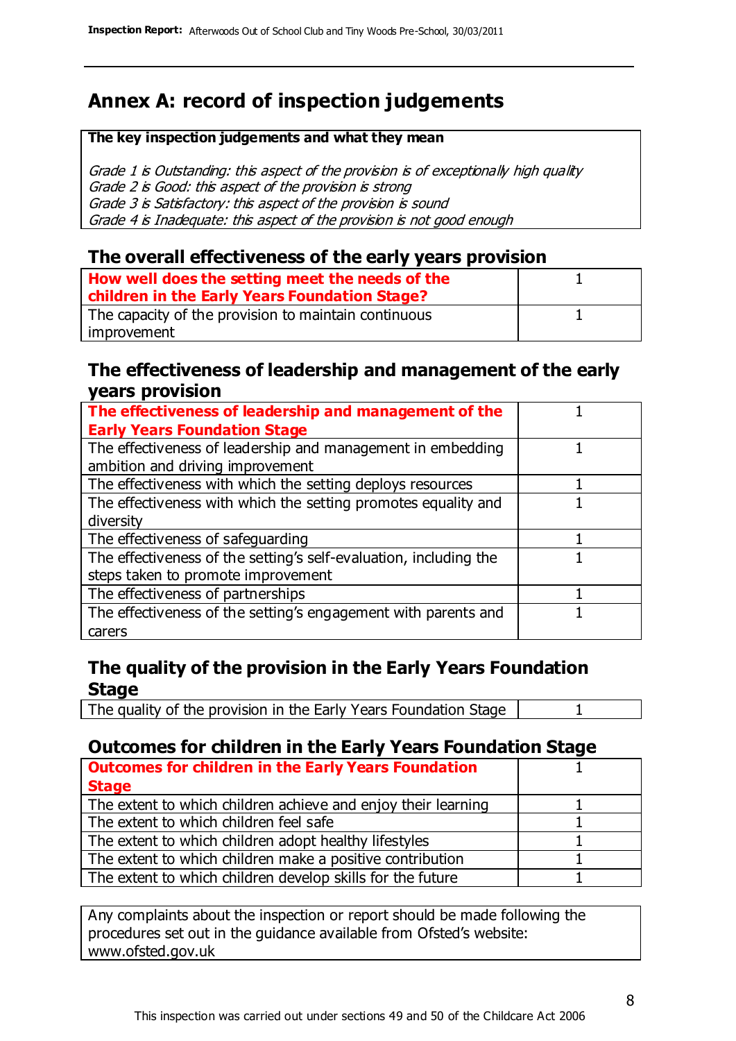# Annex A: record of inspection judgements

**The key inspection judgements and what they mean**

*Grade 1 is Outstanding: this aspect of the provision is of exceptionally high quality*
*Grade 2 is Good: this aspect of the provision is strong*
*Grade 3 is Satisfactory: this aspect of the provision is sound*
*Grade 4 is Inadequate: this aspect of the provision is not good enough*

## The overall effectiveness of the early years provision

| | |
|---|---|
| **How well does the setting meet the needs of the children in the Early Years Foundation Stage?** | 1 |
| The capacity of the provision to maintain continuous improvement | 1 |

## The effectiveness of leadership and management of the early years provision

| | |
|---|---|
| **The effectiveness of leadership and management of the Early Years Foundation Stage** | 1 |
| The effectiveness of leadership and management in embedding ambition and driving improvement | 1 |
| The effectiveness with which the setting deploys resources | 1 |
| The effectiveness with which the setting promotes equality and diversity | 1 |
| The effectiveness of safeguarding | 1 |
| The effectiveness of the setting's self-evaluation, including the steps taken to promote improvement | 1 |
| The effectiveness of partnerships | 1 |
| The effectiveness of the setting's engagement with parents and carers | 1 |

## The quality of the provision in the Early Years Foundation Stage

| | |
|---|---|
| The quality of the provision in the Early Years Foundation Stage | 1 |

## Outcomes for children in the Early Years Foundation Stage

| | |
|---|---|
| **Outcomes for children in the Early Years Foundation Stage** | 1 |
| The extent to which children achieve and enjoy their learning | 1 |
| The extent to which children feel safe | 1 |
| The extent to which children adopt healthy lifestyles | 1 |
| The extent to which children make a positive contribution | 1 |
| The extent to which children develop skills for the future | 1 |

Any complaints about the inspection or report should be made following the procedures set out in the guidance available from Ofsted's website: www.ofsted.gov.uk

This inspection was carried out under sections 49 and 50 of the Childcare Act 2006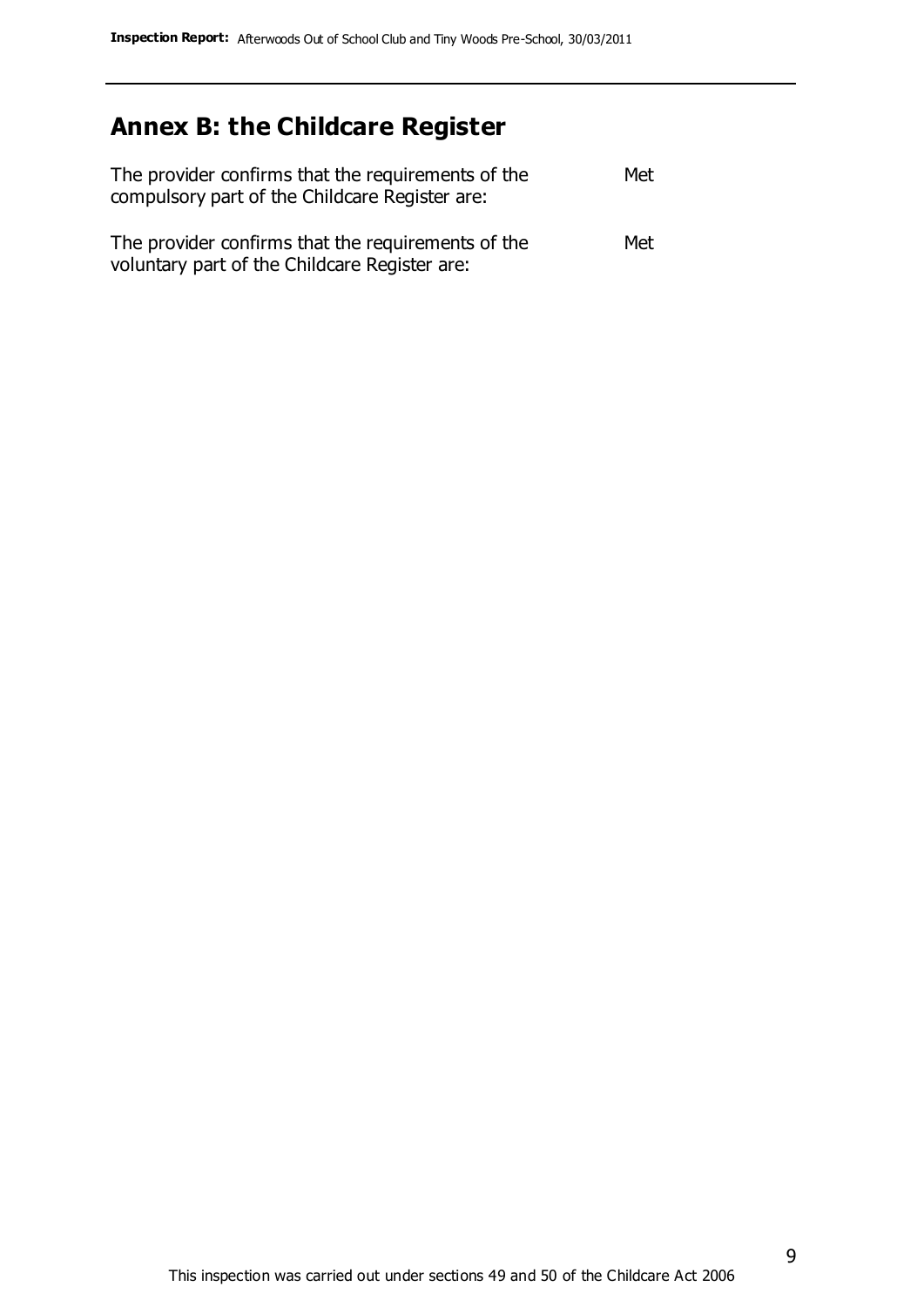## Annex B: the Childcare Register

| | |
|---|---|
| The provider confirms that the requirements of the compulsory part of the Childcare Register are: | Met |
| The provider confirms that the requirements of the voluntary part of the Childcare Register are: | Met |

This inspection was carried out under sections 49 and 50 of the Childcare Act 2006